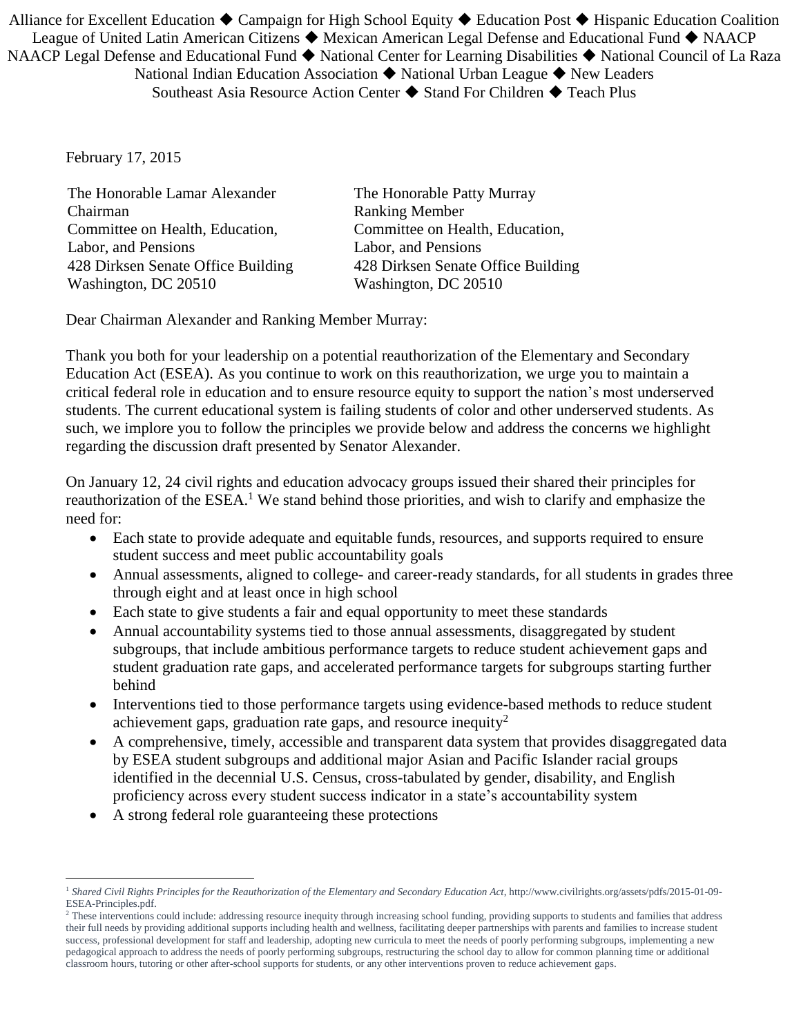Alliance for Excellent Education ◆ Campaign for High School Equity ◆ Education Post ◆ Hispanic Education Coalition
League of United Latin American Citizens ◆ Mexican American Legal Defense and Educational Fund ◆ NAACP
NAACP Legal Defense and Educational Fund ◆ National Center for Learning Disabilities ◆ National Council of La Raza
National Indian Education Association ◆ National Urban League ◆ New Leaders
Southeast Asia Resource Action Center ◆ Stand For Children ◆ Teach Plus

February 17, 2015

The Honorable Lamar Alexander
Chairman
Committee on Health, Education, Labor, and Pensions
428 Dirksen Senate Office Building
Washington, DC 20510

The Honorable Patty Murray
Ranking Member
Committee on Health, Education, Labor, and Pensions
428 Dirksen Senate Office Building
Washington, DC 20510

Dear Chairman Alexander and Ranking Member Murray:

Thank you both for your leadership on a potential reauthorization of the Elementary and Secondary Education Act (ESEA). As you continue to work on this reauthorization, we urge you to maintain a critical federal role in education and to ensure resource equity to support the nation's most underserved students. The current educational system is failing students of color and other underserved students. As such, we implore you to follow the principles we provide below and address the concerns we highlight regarding the discussion draft presented by Senator Alexander.

On January 12, 24 civil rights and education advocacy groups issued their shared their principles for reauthorization of the ESEA.[1] We stand behind those priorities, and wish to clarify and emphasize the need for:

- Each state to provide adequate and equitable funds, resources, and supports required to ensure student success and meet public accountability goals
- Annual assessments, aligned to college- and career-ready standards, for all students in grades three through eight and at least once in high school
- Each state to give students a fair and equal opportunity to meet these standards
- Annual accountability systems tied to those annual assessments, disaggregated by student subgroups, that include ambitious performance targets to reduce student achievement gaps and student graduation rate gaps, and accelerated performance targets for subgroups starting further behind
- Interventions tied to those performance targets using evidence-based methods to reduce student achievement gaps, graduation rate gaps, and resource inequity[2]
- A comprehensive, timely, accessible and transparent data system that provides disaggregated data by ESEA student subgroups and additional major Asian and Pacific Islander racial groups identified in the decennial U.S. Census, cross-tabulated by gender, disability, and English proficiency across every student success indicator in a state's accountability system
- A strong federal role guaranteeing these protections

---

[1] *Shared Civil Rights Principles for the Reauthorization of the Elementary and Secondary Education Act*, http://www.civilrights.org/assets/pdfs/2015-01-09-ESEA-Principles.pdf.

[2] These interventions could include: addressing resource inequity through increasing school funding, providing supports to students and families that address their full needs by providing additional supports including health and wellness, facilitating deeper partnerships with parents and families to increase student success, professional development for staff and leadership, adopting new curricula to meet the needs of poorly performing subgroups, implementing a new pedagogical approach to address the needs of poorly performing subgroups, restructuring the school day to allow for common planning time or additional classroom hours, tutoring or other after-school supports for students, or any other interventions proven to reduce achievement gaps.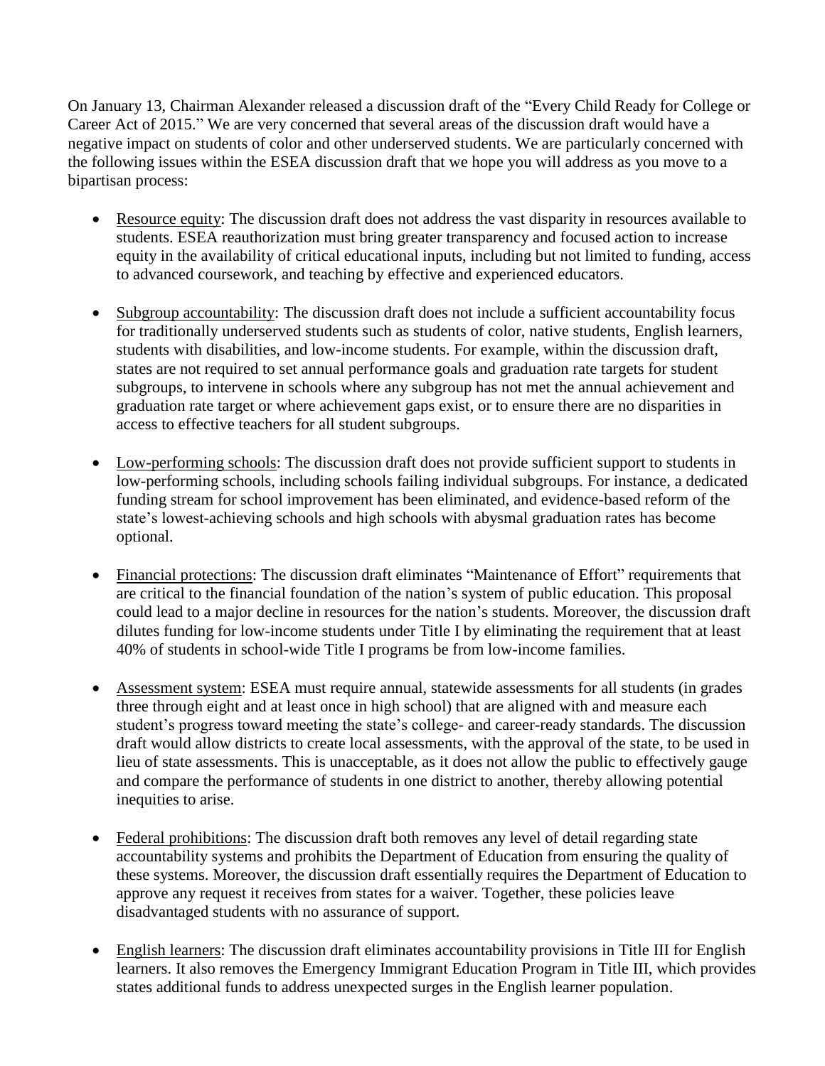On January 13, Chairman Alexander released a discussion draft of the "Every Child Ready for College or Career Act of 2015." We are very concerned that several areas of the discussion draft would have a negative impact on students of color and other underserved students. We are particularly concerned with the following issues within the ESEA discussion draft that we hope you will address as you move to a bipartisan process:

- Resource equity: The discussion draft does not address the vast disparity in resources available to students. ESEA reauthorization must bring greater transparency and focused action to increase equity in the availability of critical educational inputs, including but not limited to funding, access to advanced coursework, and teaching by effective and experienced educators.

- Subgroup accountability: The discussion draft does not include a sufficient accountability focus for traditionally underserved students such as students of color, native students, English learners, students with disabilities, and low-income students. For example, within the discussion draft, states are not required to set annual performance goals and graduation rate targets for student subgroups, to intervene in schools where any subgroup has not met the annual achievement and graduation rate target or where achievement gaps exist, or to ensure there are no disparities in access to effective teachers for all student subgroups.

- Low-performing schools: The discussion draft does not provide sufficient support to students in low-performing schools, including schools failing individual subgroups. For instance, a dedicated funding stream for school improvement has been eliminated, and evidence-based reform of the state's lowest-achieving schools and high schools with abysmal graduation rates has become optional.

- Financial protections: The discussion draft eliminates "Maintenance of Effort" requirements that are critical to the financial foundation of the nation's system of public education. This proposal could lead to a major decline in resources for the nation's students. Moreover, the discussion draft dilutes funding for low-income students under Title I by eliminating the requirement that at least 40% of students in school-wide Title I programs be from low-income families.

- Assessment system: ESEA must require annual, statewide assessments for all students (in grades three through eight and at least once in high school) that are aligned with and measure each student's progress toward meeting the state's college- and career-ready standards. The discussion draft would allow districts to create local assessments, with the approval of the state, to be used in lieu of state assessments. This is unacceptable, as it does not allow the public to effectively gauge and compare the performance of students in one district to another, thereby allowing potential inequities to arise.

- Federal prohibitions: The discussion draft both removes any level of detail regarding state accountability systems and prohibits the Department of Education from ensuring the quality of these systems. Moreover, the discussion draft essentially requires the Department of Education to approve any request it receives from states for a waiver. Together, these policies leave disadvantaged students with no assurance of support.

- English learners: The discussion draft eliminates accountability provisions in Title III for English learners. It also removes the Emergency Immigrant Education Program in Title III, which provides states additional funds to address unexpected surges in the English learner population.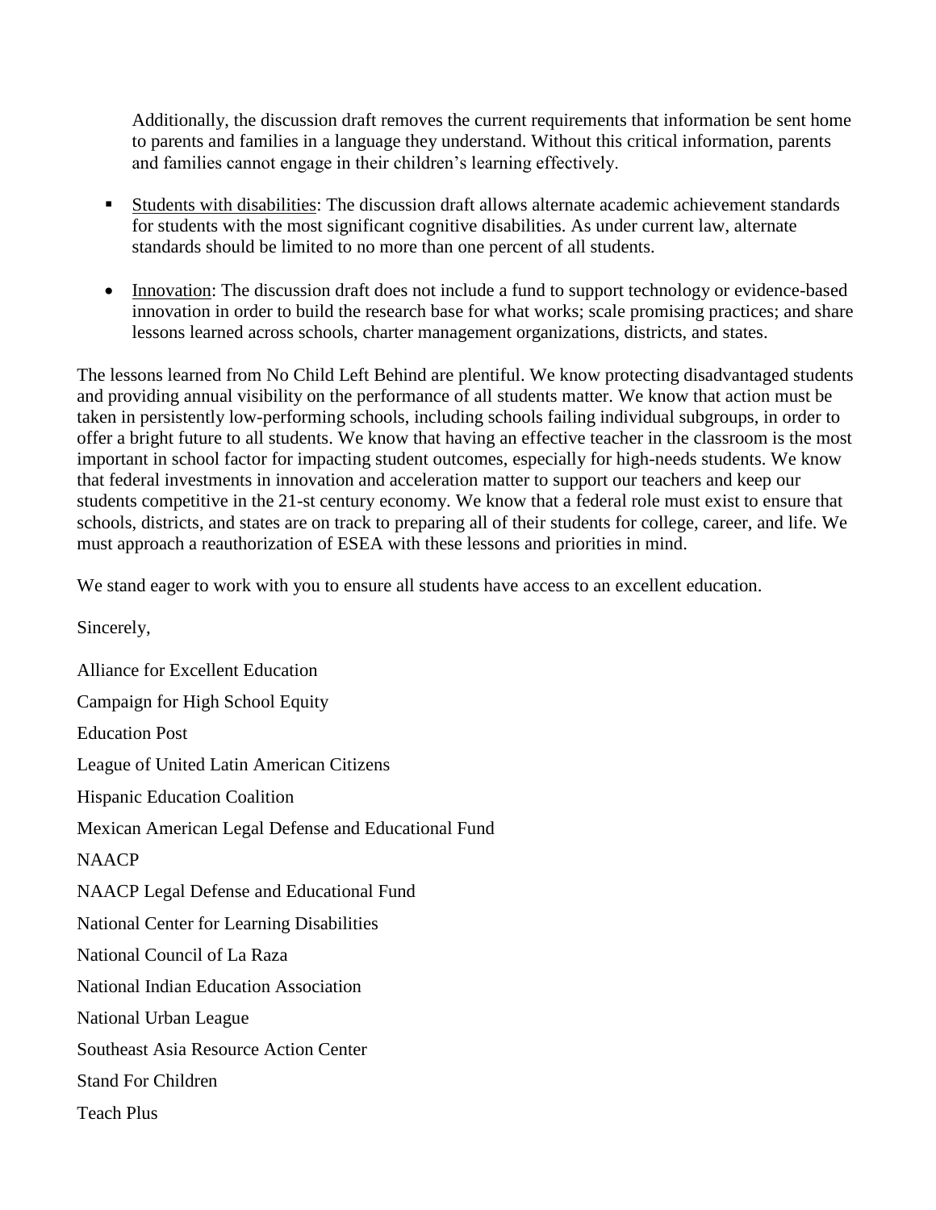Additionally, the discussion draft removes the current requirements that information be sent home to parents and families in a language they understand. Without this critical information, parents and families cannot engage in their children's learning effectively.

- Students with disabilities: The discussion draft allows alternate academic achievement standards for students with the most significant cognitive disabilities. As under current law, alternate standards should be limited to no more than one percent of all students.

- Innovation: The discussion draft does not include a fund to support technology or evidence-based innovation in order to build the research base for what works; scale promising practices; and share lessons learned across schools, charter management organizations, districts, and states.

The lessons learned from No Child Left Behind are plentiful. We know protecting disadvantaged students and providing annual visibility on the performance of all students matter. We know that action must be taken in persistently low-performing schools, including schools failing individual subgroups, in order to offer a bright future to all students. We know that having an effective teacher in the classroom is the most important in school factor for impacting student outcomes, especially for high-needs students. We know that federal investments in innovation and acceleration matter to support our teachers and keep our students competitive in the 21-st century economy. We know that a federal role must exist to ensure that schools, districts, and states are on track to preparing all of their students for college, career, and life. We must approach a reauthorization of ESEA with these lessons and priorities in mind.

We stand eager to work with you to ensure all students have access to an excellent education.

Sincerely,

Alliance for Excellent Education

Campaign for High School Equity

Education Post

League of United Latin American Citizens

Hispanic Education Coalition

Mexican American Legal Defense and Educational Fund

NAACP

NAACP Legal Defense and Educational Fund

National Center for Learning Disabilities

National Council of La Raza

National Indian Education Association

National Urban League

Southeast Asia Resource Action Center

Stand For Children

Teach Plus